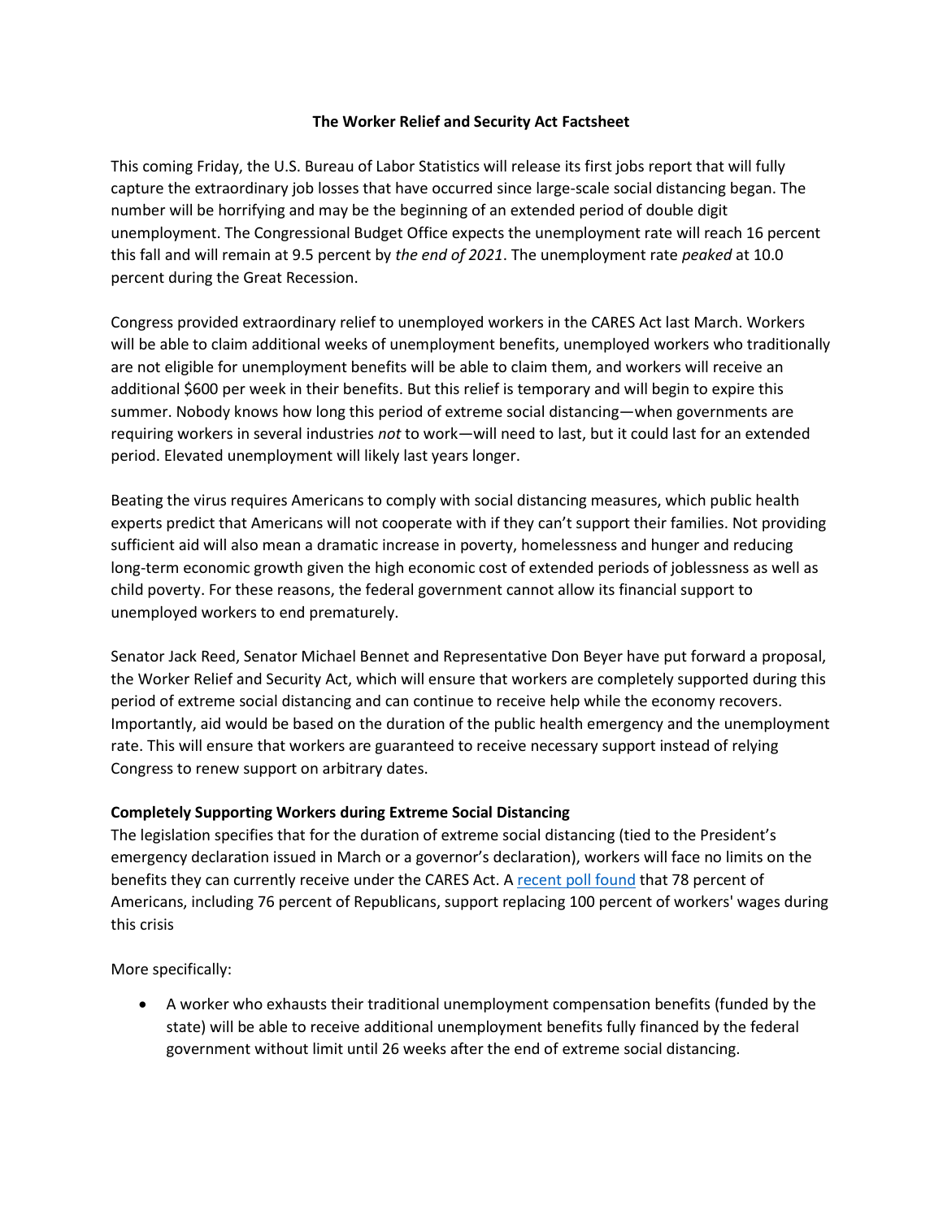# The Worker Relief and Security Act Factsheet

This coming Friday, the U.S. Bureau of Labor Statistics will release its first jobs report that will fully capture the extraordinary job losses that have occurred since large-scale social distancing began. The number will be horrifying and may be the beginning of an extended period of double digit unemployment. The Congressional Budget Office expects the unemployment rate will reach 16 percent this fall and will remain at 9.5 percent by *the end of 2021*. The unemployment rate *peaked* at 10.0 percent during the Great Recession.

Congress provided extraordinary relief to unemployed workers in the CARES Act last March. Workers will be able to claim additional weeks of unemployment benefits, unemployed workers who traditionally are not eligible for unemployment benefits will be able to claim them, and workers will receive an additional $600 per week in their benefits. But this relief is temporary and will begin to expire this summer. Nobody knows how long this period of extreme social distancing—when governments are requiring workers in several industries *not* to work—will need to last, but it could last for an extended period. Elevated unemployment will likely last years longer.

Beating the virus requires Americans to comply with social distancing measures, which public health experts predict that Americans will not cooperate with if they can't support their families. Not providing sufficient aid will also mean a dramatic increase in poverty, homelessness and hunger and reducing long-term economic growth given the high economic cost of extended periods of joblessness as well as child poverty. For these reasons, the federal government cannot allow its financial support to unemployed workers to end prematurely.

Senator Jack Reed, Senator Michael Bennet and Representative Don Beyer have put forward a proposal, the Worker Relief and Security Act, which will ensure that workers are completely supported during this period of extreme social distancing and can continue to receive help while the economy recovers. Importantly, aid would be based on the duration of the public health emergency and the unemployment rate. This will ensure that workers are guaranteed to receive necessary support instead of relying Congress to renew support on arbitrary dates.

**Completely Supporting Workers during Extreme Social Distancing**

The legislation specifies that for the duration of extreme social distancing (tied to the President's emergency declaration issued in March or a governor's declaration), workers will face no limits on the benefits they can currently receive under the CARES Act. A recent poll found that 78 percent of Americans, including 76 percent of Republicans, support replacing 100 percent of workers' wages during this crisis

More specifically:

- A worker who exhausts their traditional unemployment compensation benefits (funded by the state) will be able to receive additional unemployment benefits fully financed by the federal government without limit until 26 weeks after the end of extreme social distancing.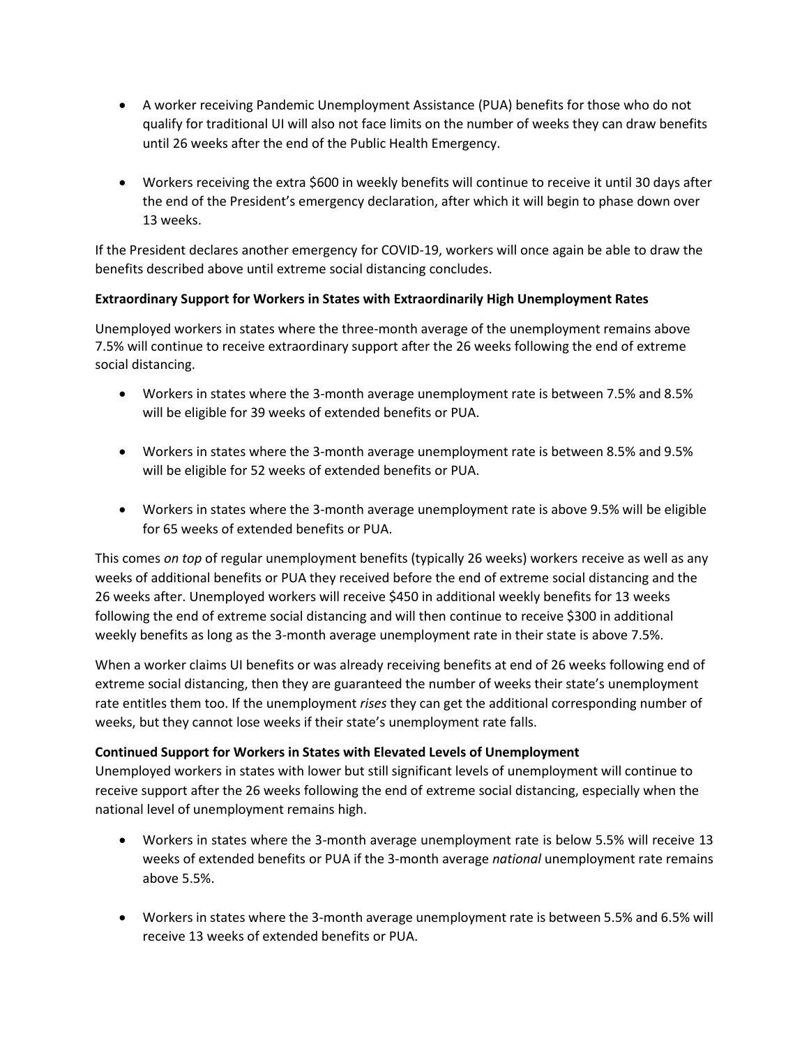- A worker receiving Pandemic Unemployment Assistance (PUA) benefits for those who do not qualify for traditional UI will also not face limits on the number of weeks they can draw benefits until 26 weeks after the end of the Public Health Emergency.

- Workers receiving the extra $600 in weekly benefits will continue to receive it until 30 days after the end of the President's emergency declaration, after which it will begin to phase down over 13 weeks.

If the President declares another emergency for COVID-19, workers will once again be able to draw the benefits described above until extreme social distancing concludes.

**Extraordinary Support for Workers in States with Extraordinarily High Unemployment Rates**

Unemployed workers in states where the three-month average of the unemployment remains above 7.5% will continue to receive extraordinary support after the 26 weeks following the end of extreme social distancing.

- Workers in states where the 3-month average unemployment rate is between 7.5% and 8.5% will be eligible for 39 weeks of extended benefits or PUA.

- Workers in states where the 3-month average unemployment rate is between 8.5% and 9.5% will be eligible for 52 weeks of extended benefits or PUA.

- Workers in states where the 3-month average unemployment rate is above 9.5% will be eligible for 65 weeks of extended benefits or PUA.

This comes *on top* of regular unemployment benefits (typically 26 weeks) workers receive as well as any weeks of additional benefits or PUA they received before the end of extreme social distancing and the 26 weeks after. Unemployed workers will receive $450 in additional weekly benefits for 13 weeks following the end of extreme social distancing and will then continue to receive $300 in additional weekly benefits as long as the 3-month average unemployment rate in their state is above 7.5%.

When a worker claims UI benefits or was already receiving benefits at end of 26 weeks following end of extreme social distancing, then they are guaranteed the number of weeks their state's unemployment rate entitles them too. If the unemployment *rises* they can get the additional corresponding number of weeks, but they cannot lose weeks if their state's unemployment rate falls.

**Continued Support for Workers in States with Elevated Levels of Unemployment**

Unemployed workers in states with lower but still significant levels of unemployment will continue to receive support after the 26 weeks following the end of extreme social distancing, especially when the national level of unemployment remains high.

- Workers in states where the 3-month average unemployment rate is below 5.5% will receive 13 weeks of extended benefits or PUA if the 3-month average *national* unemployment rate remains above 5.5%.

- Workers in states where the 3-month average unemployment rate is between 5.5% and 6.5% will receive 13 weeks of extended benefits or PUA.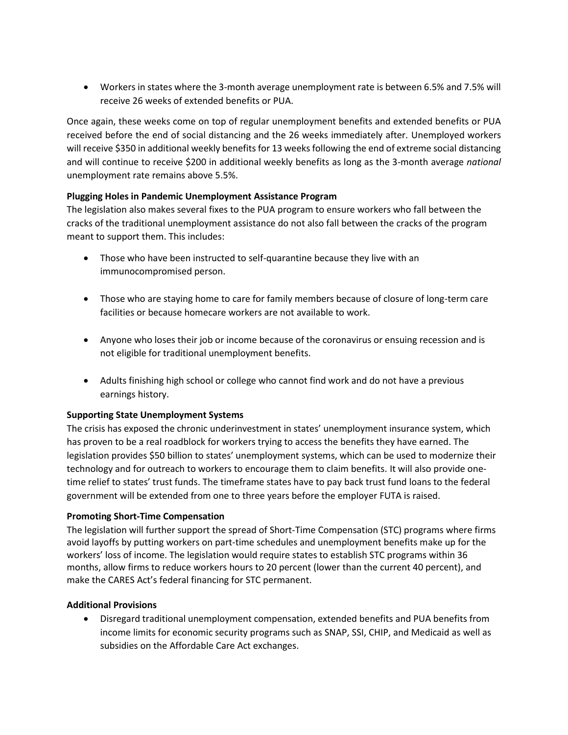- Workers in states where the 3-month average unemployment rate is between 6.5% and 7.5% will receive 26 weeks of extended benefits or PUA.

Once again, these weeks come on top of regular unemployment benefits and extended benefits or PUA received before the end of social distancing and the 26 weeks immediately after. Unemployed workers will receive $350 in additional weekly benefits for 13 weeks following the end of extreme social distancing and will continue to receive $200 in additional weekly benefits as long as the 3-month average *national* unemployment rate remains above 5.5%.

**Plugging Holes in Pandemic Unemployment Assistance Program**

The legislation also makes several fixes to the PUA program to ensure workers who fall between the cracks of the traditional unemployment assistance do not also fall between the cracks of the program meant to support them. This includes:

- Those who have been instructed to self-quarantine because they live with an immunocompromised person.
- Those who are staying home to care for family members because of closure of long-term care facilities or because homecare workers are not available to work.
- Anyone who loses their job or income because of the coronavirus or ensuing recession and is not eligible for traditional unemployment benefits.
- Adults finishing high school or college who cannot find work and do not have a previous earnings history.

**Supporting State Unemployment Systems**

The crisis has exposed the chronic underinvestment in states' unemployment insurance system, which has proven to be a real roadblock for workers trying to access the benefits they have earned. The legislation provides $50 billion to states' unemployment systems, which can be used to modernize their technology and for outreach to workers to encourage them to claim benefits. It will also provide one-time relief to states' trust funds. The timeframe states have to pay back trust fund loans to the federal government will be extended from one to three years before the employer FUTA is raised.

**Promoting Short-Time Compensation**

The legislation will further support the spread of Short-Time Compensation (STC) programs where firms avoid layoffs by putting workers on part-time schedules and unemployment benefits make up for the workers' loss of income. The legislation would require states to establish STC programs within 36 months, allow firms to reduce workers hours to 20 percent (lower than the current 40 percent), and make the CARES Act's federal financing for STC permanent.

**Additional Provisions**

- Disregard traditional unemployment compensation, extended benefits and PUA benefits from income limits for economic security programs such as SNAP, SSI, CHIP, and Medicaid as well as subsidies on the Affordable Care Act exchanges.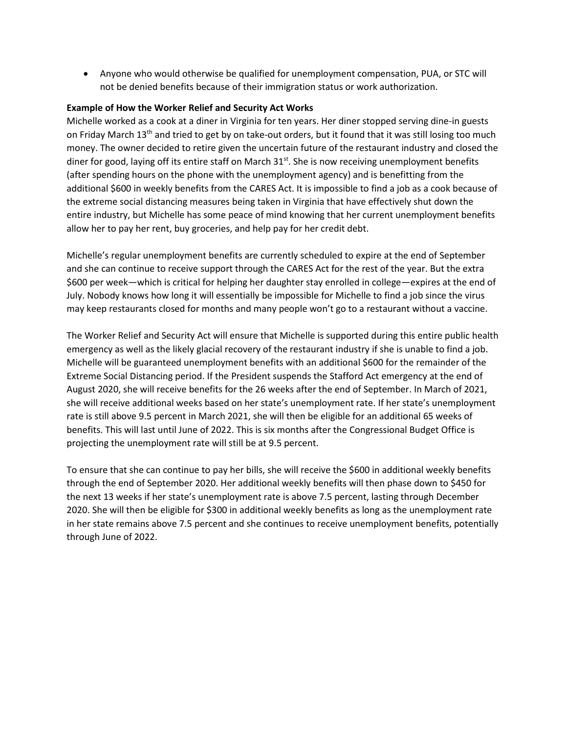- Anyone who would otherwise be qualified for unemployment compensation, PUA, or STC will not be denied benefits because of their immigration status or work authorization.

**Example of How the Worker Relief and Security Act Works**

Michelle worked as a cook at a diner in Virginia for ten years. Her diner stopped serving dine-in guests on Friday March 13th and tried to get by on take-out orders, but it found that it was still losing too much money. The owner decided to retire given the uncertain future of the restaurant industry and closed the diner for good, laying off its entire staff on March 31st. She is now receiving unemployment benefits (after spending hours on the phone with the unemployment agency) and is benefitting from the additional $600 in weekly benefits from the CARES Act. It is impossible to find a job as a cook because of the extreme social distancing measures being taken in Virginia that have effectively shut down the entire industry, but Michelle has some peace of mind knowing that her current unemployment benefits allow her to pay her rent, buy groceries, and help pay for her credit debt.

Michelle's regular unemployment benefits are currently scheduled to expire at the end of September and she can continue to receive support through the CARES Act for the rest of the year. But the extra $600 per week—which is critical for helping her daughter stay enrolled in college—expires at the end of July. Nobody knows how long it will essentially be impossible for Michelle to find a job since the virus may keep restaurants closed for months and many people won't go to a restaurant without a vaccine.

The Worker Relief and Security Act will ensure that Michelle is supported during this entire public health emergency as well as the likely glacial recovery of the restaurant industry if she is unable to find a job. Michelle will be guaranteed unemployment benefits with an additional $600 for the remainder of the Extreme Social Distancing period. If the President suspends the Stafford Act emergency at the end of August 2020, she will receive benefits for the 26 weeks after the end of September. In March of 2021, she will receive additional weeks based on her state's unemployment rate. If her state's unemployment rate is still above 9.5 percent in March 2021, she will then be eligible for an additional 65 weeks of benefits. This will last until June of 2022. This is six months after the Congressional Budget Office is projecting the unemployment rate will still be at 9.5 percent.

To ensure that she can continue to pay her bills, she will receive the $600 in additional weekly benefits through the end of September 2020. Her additional weekly benefits will then phase down to $450 for the next 13 weeks if her state's unemployment rate is above 7.5 percent, lasting through December 2020. She will then be eligible for $300 in additional weekly benefits as long as the unemployment rate in her state remains above 7.5 percent and she continues to receive unemployment benefits, potentially through June of 2022.